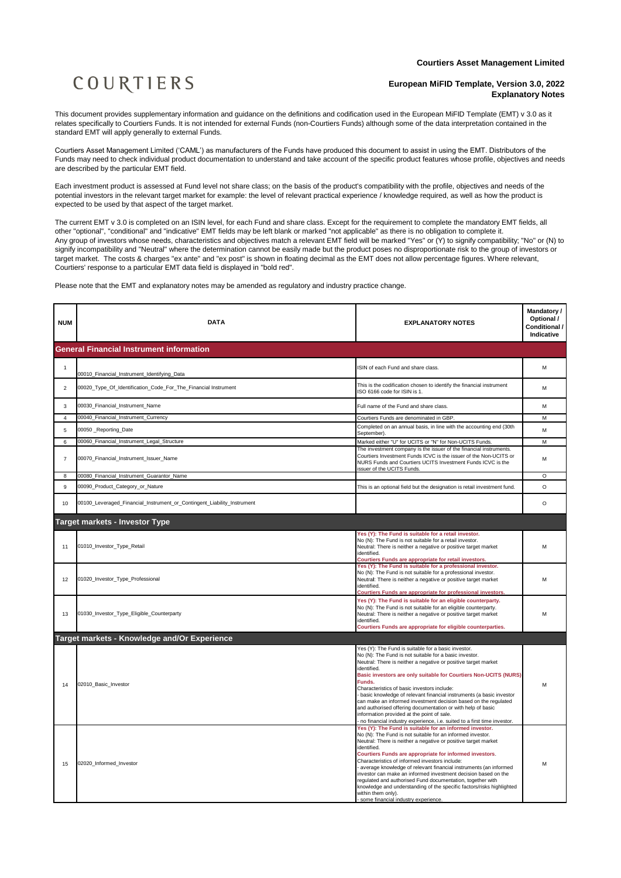**Courtiers Asset Management Limited**

COURTIERS

**European MiFID Template, Version 3.0, 2022**
**Explanatory Notes**

This document provides supplementary information and guidance on the definitions and codification used in the European MiFID Template (EMT) v 3.0 as it relates specifically to Courtiers Funds. It is not intended for external Funds (non-Courtiers Funds) although some of the data interpretation contained in the standard EMT will apply generally to external Funds.

Courtiers Asset Management Limited ('CAML') as manufacturers of the Funds have produced this document to assist in using the EMT. Distributors of the Funds may need to check individual product documentation to understand and take account of the specific product features whose profile, objectives and needs are described by the particular EMT field.

Each investment product is assessed at Fund level not share class; on the basis of the product's compatibility with the profile, objectives and needs of the potential investors in the relevant target market for example: the level of relevant practical experience / knowledge required, as well as how the product is expected to be used by that aspect of the target market.

The current EMT v 3.0 is completed on an ISIN level, for each Fund and share class. Except for the requirement to complete the mandatory EMT fields, all other "optional", "conditional" and "indicative" EMT fields may be left blank or marked "not applicable" as there is no obligation to complete it.
Any group of investors whose needs, characteristics and objectives match a relevant EMT field will be marked "Yes" or (Y) to signify compatibility; "No" or (N) to signify incompatibility and "Neutral" where the determination cannot be easily made but the product poses no disproportionate risk to the group of investors or target market. The costs & charges "ex ante" and "ex post" is shown in floating decimal as the EMT does not allow percentage figures. Where relevant, Courtiers' response to a particular EMT data field is displayed in "bold red".

Please note that the EMT and explanatory notes may be amended as regulatory and industry practice change.

| NUM | DATA | EXPLANATORY NOTES | Mandatory / Optional / Conditional / Indicative |
|---|---|---|---|
| **General Financial Instrument information** | | | |
| 1 | 00010_Financial_Instrument_Identifying_Data | ISIN of each Fund and share class. | M |
| 2 | 00020_Type_Of_Identification_Code_For_The_Financial_Instrument | This is the codification chosen to identify the financial instrument ISO 6166 code for ISIN is 1. | M |
| 3 | 00030_Financial_Instrument_Name | Full name of the Fund and share class. | M |
| 4 | 00040_Financial_Instrument_Currency | Courtiers Funds are denominated in GBP. | M |
| 5 | 00050 _Reporting_Date | Completed on an annual basis, in line with the accounting end (30th September). | M |
| 6 | 00060_Financial_Instrument_Legal_Structure | Marked either "U" for UCITS or "N" for Non-UCITS Funds. | M |
| 7 | 00070_Financial_Instrument_Issuer_Name | The investment company is the issuer of the financial instruments. Courtiers Investment Funds ICVC is the issuer of the Non-UCITS or NURS Funds and Courtiers UCITS Investment Funds ICVC is the issuer of the UCITS Funds. | M |
| 8 | 00080_Financial_Instrument_Guarantor_Name | | O |
| 9 | 00090_Product_Category_or_Nature | This is an optional field but the designation is retail investment fund. | O |
| 10 | 00100_Leveraged_Financial_Instrument_or_Contingent_Liability_Instrument | | O |
| **Target markets - Investor Type** | | | |
| 11 | 01010_Investor_Type_Retail | **Yes (Y): The Fund is suitable for a retail investor.**<br>No (N): The Fund is not suitable for a retail investor.<br>Neutral: There is neither a negative or positive target market identified.<br>**Courtiers Funds are appropriate for retail investors.** | M |
| 12 | 01020_Investor_Type_Professional | **Yes (Y): The Fund is suitable for a professional investor.**<br>No (N): The Fund is not suitable for a professional investor.<br>Neutral: There is neither a negative or positive target market identified.<br>**Courtiers Funds are appropriate for professional investors.** | M |
| 13 | 01030_Investor_Type_Eligible_Counterparty | **Yes (Y): The Fund is suitable for an eligible counterparty.**<br>No (N): The Fund is not suitable for an eligible counterparty.<br>Neutral: There is neither a negative or positive target market identified.<br>**Courtiers Funds are appropriate for eligible counterparties.** | M |
| **Target markets - Knowledge and/Or Experience** | | | |
| 14 | 02010_Basic_Investor | Yes (Y): The Fund is suitable for a basic investor.<br>No (N): The Fund is not suitable for a basic investor.<br>Neutral: There is neither a negative or positive target market identified.<br>**Basic investors are only suitable for Courtiers Non-UCITS (NURS) Funds.**<br>Characteristics of basic investors include:<br>- basic knowledge of relevant financial instruments (a basic investor can make an informed investment decision based on the regulated and authorised offering documentation or with help of basic information provided at the point of sale.<br>- no financial industry experience, i.e. suited to a first time investor. | M |
| 15 | 02020_Informed_Investor | **Yes (Y): The Fund is suitable for an informed investor.**<br>No (N): The Fund is not suitable for an informed investor.<br>Neutral: There is neither a negative or positive target market identified.<br>**Courtiers Funds are appropriate for informed investors.**<br>Characteristics of informed investors include:<br>- average knowledge of relevant financial instruments (an informed investor can make an informed investment decision based on the regulated and authorised Fund documentation, together with knowledge and understanding of the specific factors/risks highlighted within them only).<br>- some financial industry experience. | M |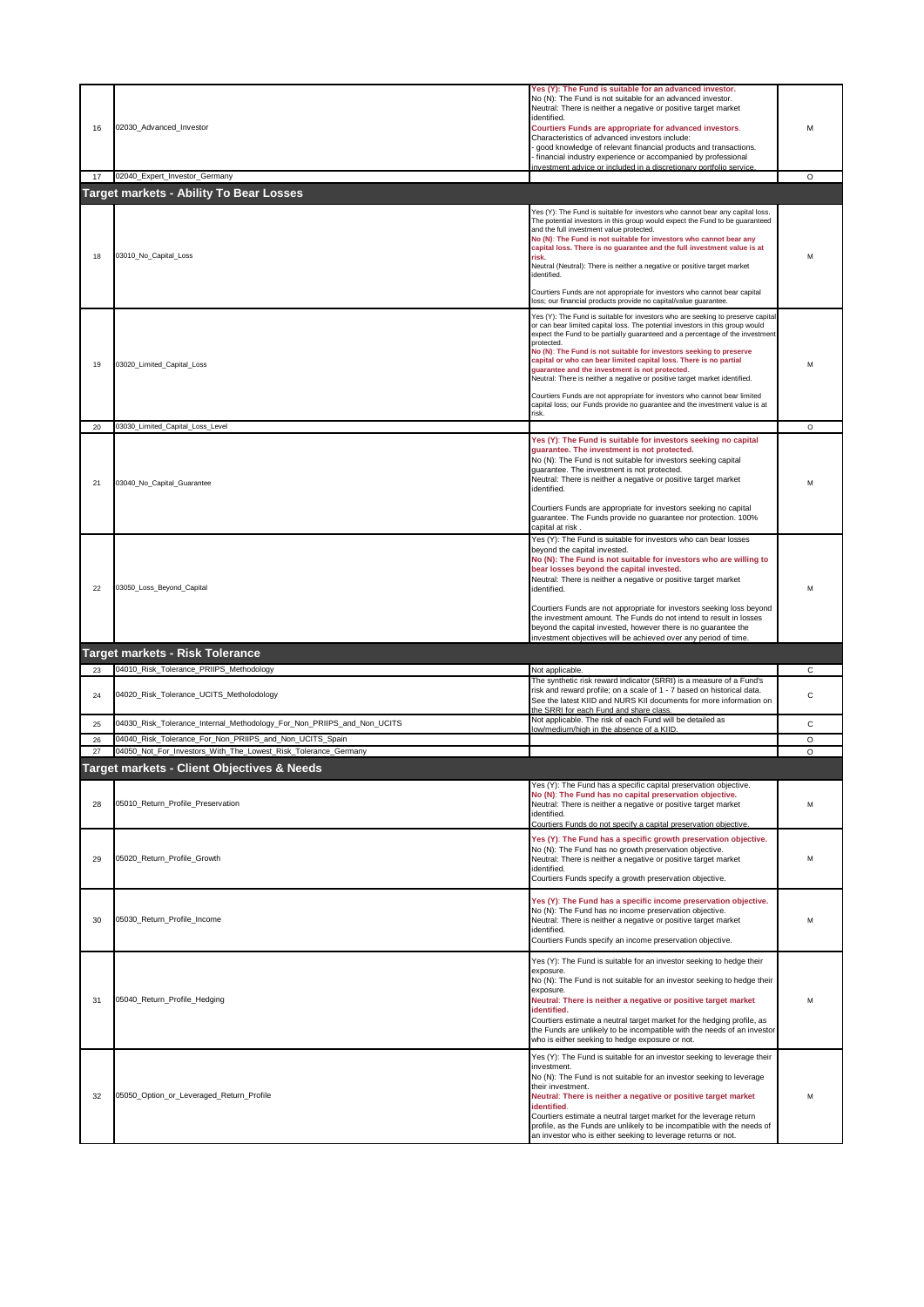| | | | |
|---|---|---|---|
| 16 | 02030_Advanced_Investor | **Yes (Y): The Fund is suitable for an advanced investor.**<br>No (N): The Fund is not suitable for an advanced investor.<br>Neutral: There is neither a negative or positive target market identified.<br>**Courtiers Funds are appropriate for advanced investors.**<br>Characteristics of advanced investors include:<br>- good knowledge of relevant financial products and transactions.<br>- financial industry experience or accompanied by professional investment advice or included in a discretionary portfolio service. | M |
| 17 | 02040_Expert_Investor_Germany | | O |
| **Target markets - Ability To Bear Losses** | | | |
| 18 | 03010_No_Capital_Loss | Yes (Y): The Fund is suitable for investors who cannot bear any capital loss. The potential investors in this group would expect the Fund to be guaranteed and the full investment value protected.<br>**No (N): The Fund is not suitable for investors who cannot bear any capital loss. There is no guarantee and the full investment value is at risk.**<br>Neutral (Neutral): There is neither a negative or positive target market identified.<br><br>Courtiers Funds are not appropriate for investors who cannot bear capital loss; our financial products provide no capital/value guarantee. | M |
| 19 | 03020_Limited_Capital_Loss | Yes (Y): The Fund is suitable for investors who are seeking to preserve capital or can bear limited capital loss. The potential investors in this group would expect the Fund to be partially guaranteed and a percentage of the investment protected.<br>**No (N): The Fund is not suitable for investors seeking to preserve capital or who can bear limited capital loss. There is no partial guarantee and the investment is not protected.**<br>Neutral: There is neither a negative or positive target market identified.<br><br>Courtiers Funds are not appropriate for investors who cannot bear limited capital loss; our Funds provide no guarantee and the investment value is at risk. | M |
| 20 | 03030_Limited_Capital_Loss_Level | | O |
| 21 | 03040_No_Capital_Guarantee | **Yes (Y): The Fund is suitable for investors seeking no capital guarantee. The investment is not protected.**<br>No (N): The Fund is not suitable for investors seeking capital guarantee. The investment is not protected.<br>Neutral: There is neither a negative or positive target market identified.<br><br>Courtiers Funds are appropriate for investors seeking no capital guarantee. The Funds provide no guarantee nor protection. 100% capital at risk . | M |
| 22 | 03050_Loss_Beyond_Capital | Yes (Y): The Fund is suitable for investors who can bear losses beyond the capital invested.<br>**No (N): The Fund is not suitable for investors who are willing to bear losses beyond the capital invested.**<br>Neutral: There is neither a negative or positive target market identified.<br><br>Courtiers Funds are not appropriate for investors seeking loss beyond the investment amount. The Funds do not intend to result in losses beyond the capital invested, however there is no guarantee the investment objectives will be achieved over any period of time. | M |
| **Target markets - Risk Tolerance** | | | |
| 23 | 04010_Risk_Tolerance_PRIIPS_Methodology | Not applicable. | C |
| 24 | 04020_Risk_Tolerance_UCITS_Metholodology | The synthetic risk reward indicator (SRRI) is a measure of a Fund's risk and reward profile; on a scale of 1 - 7 based on historical data. See the latest KIID and NURS KII documents for more information on the SRRI for each Fund and share class. | C |
| 25 | 04030_Risk_Tolerance_Internal_Methodology_For_Non_PRIIPS_and_Non_UCITS | Not applicable. The risk of each Fund will be detailed as low/medium/high in the absence of a KIID. | C |
| 26 | 04040_Risk_Tolerance_For_Non_PRIIPS_and_Non_UCITS_Spain | | O |
| 27 | 04050_Not_For_Investors_With_The_Lowest_Risk_Tolerance_Germany | | O |
| **Target markets - Client Objectives & Needs** | | | |
| 28 | 05010_Return_Profile_Preservation | Yes (Y): The Fund has a specific capital preservation objective.<br>**No (N): The Fund has no capital preservation objective.**<br>Neutral: There is neither a negative or positive target market identified.<br>Courtiers Funds do not specify a capital preservation objective. | M |
| 29 | 05020_Return_Profile_Growth | **Yes (Y): The Fund has a specific growth preservation objective.**<br>No (N): The Fund has no growth preservation objective.<br>Neutral: There is neither a negative or positive target market identified.<br>Courtiers Funds specify a growth preservation objective. | M |
| 30 | 05030_Return_Profile_Income | **Yes (Y): The Fund has a specific income preservation objective.**<br>No (N): The Fund has no income preservation objective.<br>Neutral: There is neither a negative or positive target market identified.<br>Courtiers Funds specify an income preservation objective. | M |
| 31 | 05040_Return_Profile_Hedging | Yes (Y): The Fund is suitable for an investor seeking to hedge their exposure.<br>No (N): The Fund is not suitable for an investor seeking to hedge their exposure.<br>**Neutral: There is neither a negative or positive target market identified.**<br>Courtiers estimate a neutral target market for the hedging profile, as the Funds are unlikely to be incompatible with the needs of an investor who is either seeking to hedge exposure or not. | M |
| 32 | 05050_Option_or_Leveraged_Return_Profile | Yes (Y): The Fund is suitable for an investor seeking to leverage their investment.<br>No (N): The Fund is not suitable for an investor seeking to leverage their investment.<br>**Neutral: There is neither a negative or positive target market identified.**<br>Courtiers estimate a neutral target market for the leverage return profile, as the Funds are unlikely to be incompatible with the needs of an investor who is either seeking to leverage returns or not. | M |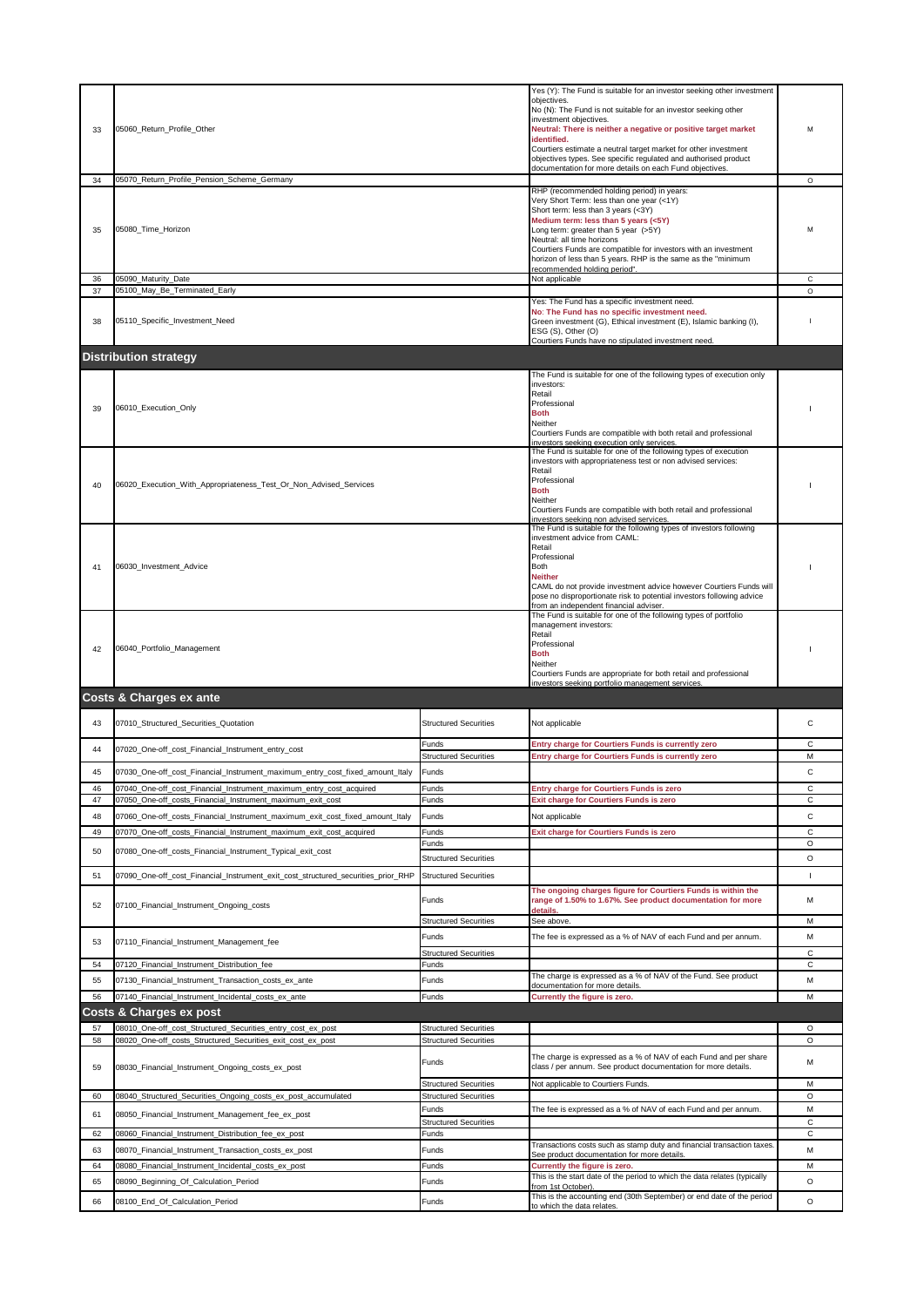| | | | | |
|---|---|---|---|---|
| 33 | 05060_Return_Profile_Other | | Yes (Y): The Fund is suitable for an investor seeking other investment objectives.<br>No (N): The Fund is not suitable for an investor seeking other investment objectives.<br>**Neutral: There is neither a negative or positive target market identified.**<br>Courtiers estimate a neutral target market for other investment objectives types. See specific regulated and authorised product documentation for more details on each Fund objectives. | M |
| 34 | 05070_Return_Profile_Pension_Scheme_Germany | | | O |
| 35 | 05080_Time_Horizon | | RHP (recommended holding period) in years:<br>Very Short Term: less than one year (<1Y)<br>Short term: less than 3 years (<3Y)<br>**Medium term: less than 5 years (<5Y)**<br>Long term: greater than 5 year (>5Y)<br>Neutral: all time horizons<br>Courtiers Funds are compatible for investors with an investment horizon of less than 5 years. RHP is the same as the "minimum recommended holding period". | M |
| 36 | 05090_Maturity_Date | | Not applicable | C |
| 37 | 05100_May_Be_Terminated_Early | | | O |
| 38 | 05110_Specific_Investment_Need | | Yes: The Fund has a specific investment need.<br>**No: The Fund has no specific investment need.**<br>Green investment (G), Ethical investment (E), Islamic banking (I), ESG (S), Other (O)<br>Courtiers Funds have no stipulated investment need. | I |
| **Distribution strategy** | | | | |
| 39 | 06010_Execution_Only | | The Fund is suitable for one of the following types of execution only investors:<br>Retail<br>Professional<br>**Both**<br>Neither<br>Courtiers Funds are compatible with both retail and professional investors seeking execution only services. | I |
| 40 | 06020_Execution_With_Appropriateness_Test_Or_Non_Advised_Services | | The Fund is suitable for one of the following types of execution investors with appropriateness test or non advised services:<br>Retail<br>Professional<br>**Both**<br>Neither<br>Courtiers Funds are compatible with both retail and professional investors seeking non advised services. | I |
| 41 | 06030_Investment_Advice | | The Fund is suitable for the following types of investors following investment advice from CAML:<br>Retail<br>Professional<br>Both<br>**Neither**<br>CAML do not provide investment advice however Courtiers Funds will pose no disproportionate risk to potential investors following advice from an independent financial adviser. | I |
| 42 | 06040_Portfolio_Management | | The Fund is suitable for one of the following types of portfolio management investors:<br>Retail<br>Professional<br>**Both**<br>Neither<br>Courtiers Funds are appropriate for both retail and professional investors seeking portfolio management services. | I |
| **Costs & Charges ex ante** | | | | |
| 43 | 07010_Structured_Securities_Quotation | Structured Securities | Not applicable | C |
| 44 | 07020_One-off_cost_Financial_Instrument_entry_cost | Funds | **Entry charge for Courtiers Funds is currently zero** | C |
| | | Structured Securities | **Entry charge for Courtiers Funds is currently zero** | M |
| 45 | 07030_One-off_cost_Financial_Instrument_maximum_entry_cost_fixed_amount_Italy | Funds | | C |
| 46 | 07040_One-off_cost_Financial_Instrument_maximum_entry_cost_acquired | Funds | **Entry charge for Courtiers Funds is zero** | C |
| 47 | 07050_One-off_costs_Financial_Instrument_maximum_exit_cost | Funds | **Exit charge for Courtiers Funds is zero** | C |
| 48 | 07060_One-off_costs_Financial_Instrument_maximum_exit_cost_fixed_amount_Italy | Funds | Not applicable | C |
| 49 | 07070_One-off_costs_Financial_Instrument_maximum_exit_cost_acquired | Funds | **Exit charge for Courtiers Funds is zero** | C |
| 50 | 07080_One-off_costs_Financial_Instrument_Typical_exit_cost | Funds | | O |
| | | Structured Securities | | O |
| 51 | 07090_One-off_cost_Financial_Instrument_exit_cost_structured_securities_prior_RHP | Structured Securities | | I |
| 52 | 07100_Financial_Instrument_Ongoing_costs | Funds | **The ongoing charges figure for Courtiers Funds is within the range of 1.50% to 1.67%. See product documentation for more details.** | M |
| | | Structured Securities | See above. | M |
| 53 | 07110_Financial_Instrument_Management_fee | Funds | The fee is expressed as a % of NAV of each Fund and per annum. | M |
| | | Structured Securities | | C |
| 54 | 07120_Financial_Instrument_Distribution_fee | Funds | | C |
| 55 | 07130_Financial_Instrument_Transaction_costs_ex_ante | Funds | The charge is expressed as a % of NAV of the Fund. See product documentation for more details. | M |
| 56 | 07140_Financial_Instrument_Incidental_costs_ex_ante | Funds | **Currently the figure is zero.** | M |
| **Costs & Charges ex post** | | | | |
| 57 | 08010_One-off_cost_Structured_Securities_entry_cost_ex_post | Structured Securities | | O |
| 58 | 08020_One-off_costs_Structured_Securities_exit_cost_ex_post | Structured Securities | | O |
| 59 | 08030_Financial_Instrument_Ongoing_costs_ex_post | Funds | The charge is expressed as a % of NAV of each Fund and per share class / per annum. See product documentation for more details. | M |
| | | Structured Securities | Not applicable to Courtiers Funds. | M |
| 60 | 08040_Structured_Securities_Ongoing_costs_ex_post_accumulated | Structured Securities | | O |
| 61 | 08050_Financial_Instrument_Management_fee_ex_post | Funds | The fee is expressed as a % of NAV of each Fund and per annum. | M |
| | | Structured Securities | | C |
| 62 | 08060_Financial_Instrument_Distribution_fee_ex_post | Funds | | C |
| 63 | 08070_Financial_Instrument_Transaction_costs_ex_post | Funds | Transactions costs such as stamp duty and financial transaction taxes. See product documentation for more details. | M |
| 64 | 08080_Financial_Instrument_Incidental_costs_ex_post | Funds | **Currently the figure is zero.** | M |
| 65 | 08090_Beginning_Of_Calculation_Period | Funds | This is the start date of the period to which the data relates (typically from 1st October). | O |
| 66 | 08100_End_Of_Calculation_Period | Funds | This is the accounting end (30th September) or end date of the period to which the data relates. | O |